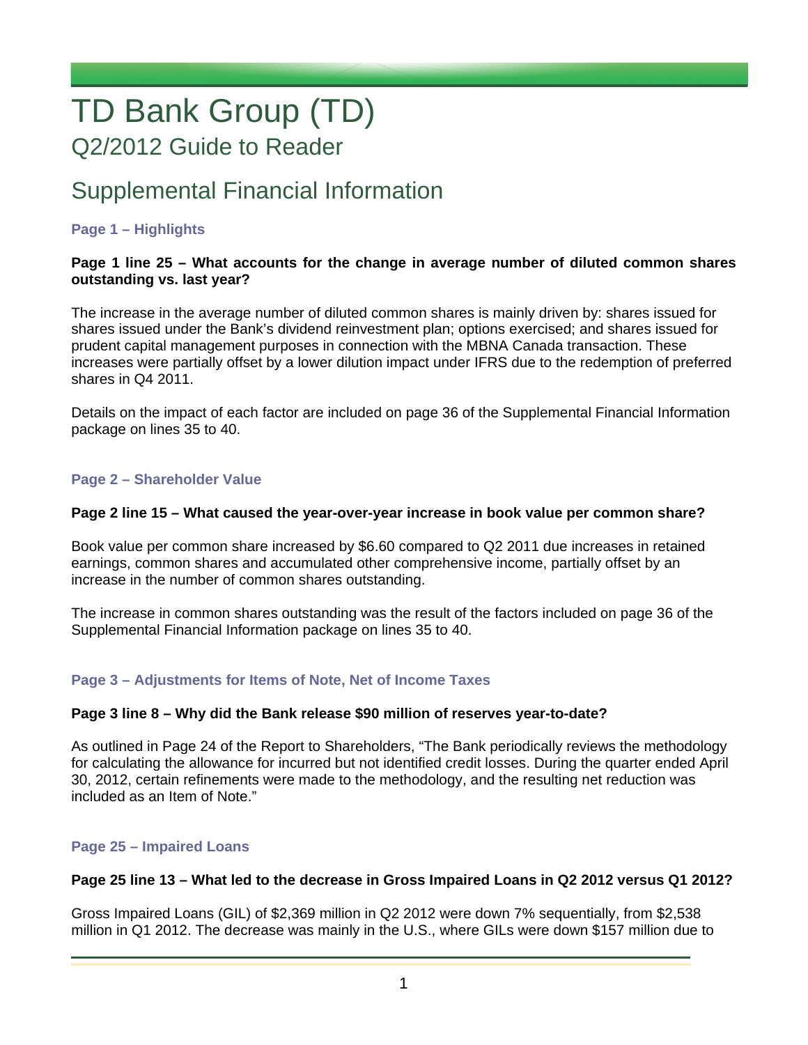# TD Bank Group (TD)

## Q2/2012 Guide to Reader

## Supplemental Financial Information

### Page 1 – Highlights

**Page 1 line 25 – What accounts for the change in average number of diluted common shares outstanding vs. last year?**

The increase in the average number of diluted common shares is mainly driven by: shares issued for shares issued under the Bank's dividend reinvestment plan; options exercised; and shares issued for prudent capital management purposes in connection with the MBNA Canada transaction. These increases were partially offset by a lower dilution impact under IFRS due to the redemption of preferred shares in Q4 2011.

Details on the impact of each factor are included on page 36 of the Supplemental Financial Information package on lines 35 to 40.

### Page 2 – Shareholder Value

**Page 2 line 15 – What caused the year-over-year increase in book value per common share?**

Book value per common share increased by $6.60 compared to Q2 2011 due increases in retained earnings, common shares and accumulated other comprehensive income, partially offset by an increase in the number of common shares outstanding.

The increase in common shares outstanding was the result of the factors included on page 36 of the Supplemental Financial Information package on lines 35 to 40.

### Page 3 – Adjustments for Items of Note, Net of Income Taxes

**Page 3 line 8 – Why did the Bank release $90 million of reserves year-to-date?**

As outlined in Page 24 of the Report to Shareholders, "The Bank periodically reviews the methodology for calculating the allowance for incurred but not identified credit losses. During the quarter ended April 30, 2012, certain refinements were made to the methodology, and the resulting net reduction was included as an Item of Note."

### Page 25 – Impaired Loans

**Page 25 line 13 – What led to the decrease in Gross Impaired Loans in Q2 2012 versus Q1 2012?**

Gross Impaired Loans (GIL) of $2,369 million in Q2 2012 were down 7% sequentially, from $2,538 million in Q1 2012. The decrease was mainly in the U.S., where GILs were down $157 million due to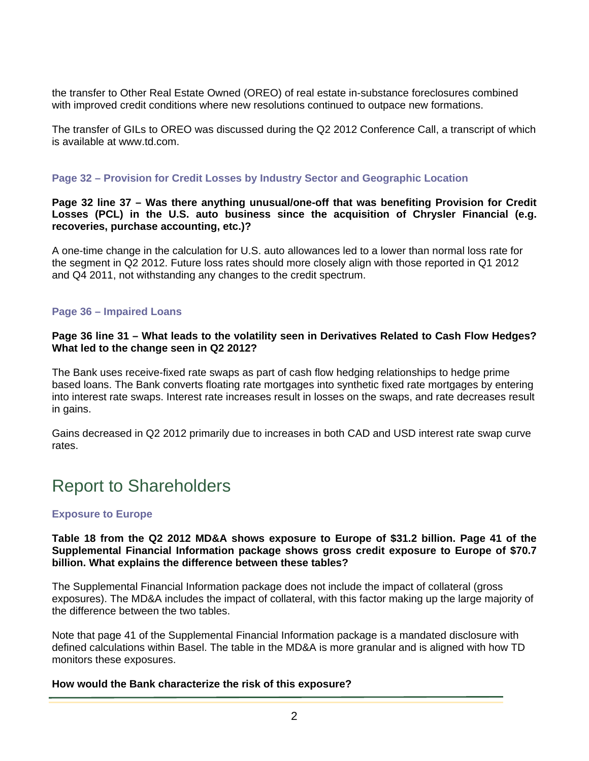the transfer to Other Real Estate Owned (OREO) of real estate in-substance foreclosures combined with improved credit conditions where new resolutions continued to outpace new formations.

The transfer of GILs to OREO was discussed during the Q2 2012 Conference Call, a transcript of which is available at www.td.com.

### Page 32 – Provision for Credit Losses by Industry Sector and Geographic Location

**Page 32 line 37 – Was there anything unusual/one-off that was benefiting Provision for Credit Losses (PCL) in the U.S. auto business since the acquisition of Chrysler Financial (e.g. recoveries, purchase accounting, etc.)?**

A one-time change in the calculation for U.S. auto allowances led to a lower than normal loss rate for the segment in Q2 2012. Future loss rates should more closely align with those reported in Q1 2012 and Q4 2011, not withstanding any changes to the credit spectrum.

### Page 36 – Impaired Loans

**Page 36 line 31 – What leads to the volatility seen in Derivatives Related to Cash Flow Hedges? What led to the change seen in Q2 2012?**

The Bank uses receive-fixed rate swaps as part of cash flow hedging relationships to hedge prime based loans. The Bank converts floating rate mortgages into synthetic fixed rate mortgages by entering into interest rate swaps. Interest rate increases result in losses on the swaps, and rate decreases result in gains.

Gains decreased in Q2 2012 primarily due to increases in both CAD and USD interest rate swap curve rates.

## Report to Shareholders

### Exposure to Europe

**Table 18 from the Q2 2012 MD&A shows exposure to Europe of $31.2 billion. Page 41 of the Supplemental Financial Information package shows gross credit exposure to Europe of $70.7 billion. What explains the difference between these tables?**

The Supplemental Financial Information package does not include the impact of collateral (gross exposures). The MD&A includes the impact of collateral, with this factor making up the large majority of the difference between the two tables.

Note that page 41 of the Supplemental Financial Information package is a mandated disclosure with defined calculations within Basel. The table in the MD&A is more granular and is aligned with how TD monitors these exposures.

**How would the Bank characterize the risk of this exposure?**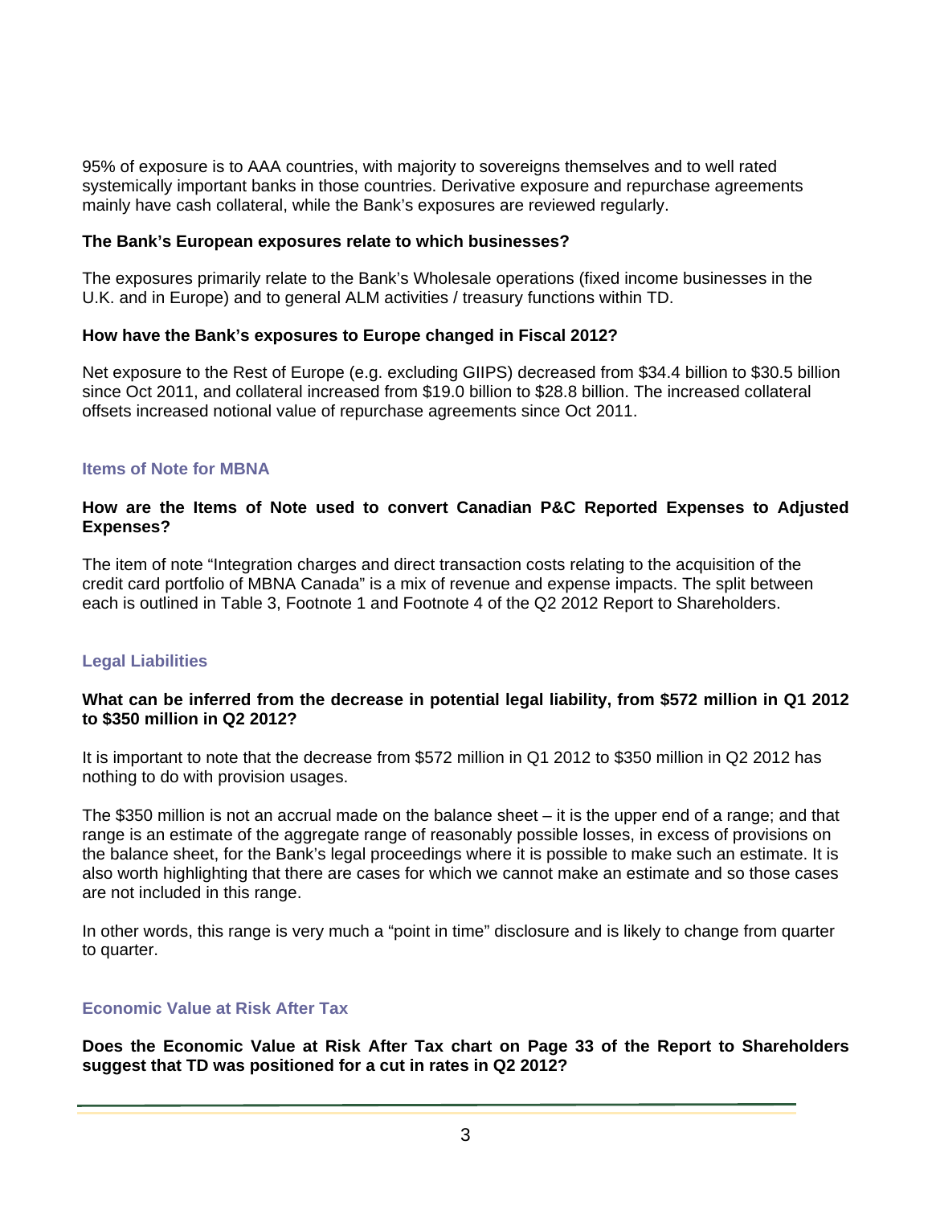95% of exposure is to AAA countries, with majority to sovereigns themselves and to well rated systemically important banks in those countries. Derivative exposure and repurchase agreements mainly have cash collateral, while the Bank's exposures are reviewed regularly.

**The Bank's European exposures relate to which businesses?**

The exposures primarily relate to the Bank's Wholesale operations (fixed income businesses in the U.K. and in Europe) and to general ALM activities / treasury functions within TD.

**How have the Bank's exposures to Europe changed in Fiscal 2012?**

Net exposure to the Rest of Europe (e.g. excluding GIIPS) decreased from $34.4 billion to $30.5 billion since Oct 2011, and collateral increased from $19.0 billion to $28.8 billion. The increased collateral offsets increased notional value of repurchase agreements since Oct 2011.

## Items of Note for MBNA

**How are the Items of Note used to convert Canadian P&C Reported Expenses to Adjusted Expenses?**

The item of note "Integration charges and direct transaction costs relating to the acquisition of the credit card portfolio of MBNA Canada" is a mix of revenue and expense impacts. The split between each is outlined in Table 3, Footnote 1 and Footnote 4 of the Q2 2012 Report to Shareholders.

## Legal Liabilities

**What can be inferred from the decrease in potential legal liability, from $572 million in Q1 2012 to $350 million in Q2 2012?**

It is important to note that the decrease from $572 million in Q1 2012 to $350 million in Q2 2012 has nothing to do with provision usages.

The $350 million is not an accrual made on the balance sheet – it is the upper end of a range; and that range is an estimate of the aggregate range of reasonably possible losses, in excess of provisions on the balance sheet, for the Bank's legal proceedings where it is possible to make such an estimate. It is also worth highlighting that there are cases for which we cannot make an estimate and so those cases are not included in this range.

In other words, this range is very much a "point in time" disclosure and is likely to change from quarter to quarter.

## Economic Value at Risk After Tax

**Does the Economic Value at Risk After Tax chart on Page 33 of the Report to Shareholders suggest that TD was positioned for a cut in rates in Q2 2012?**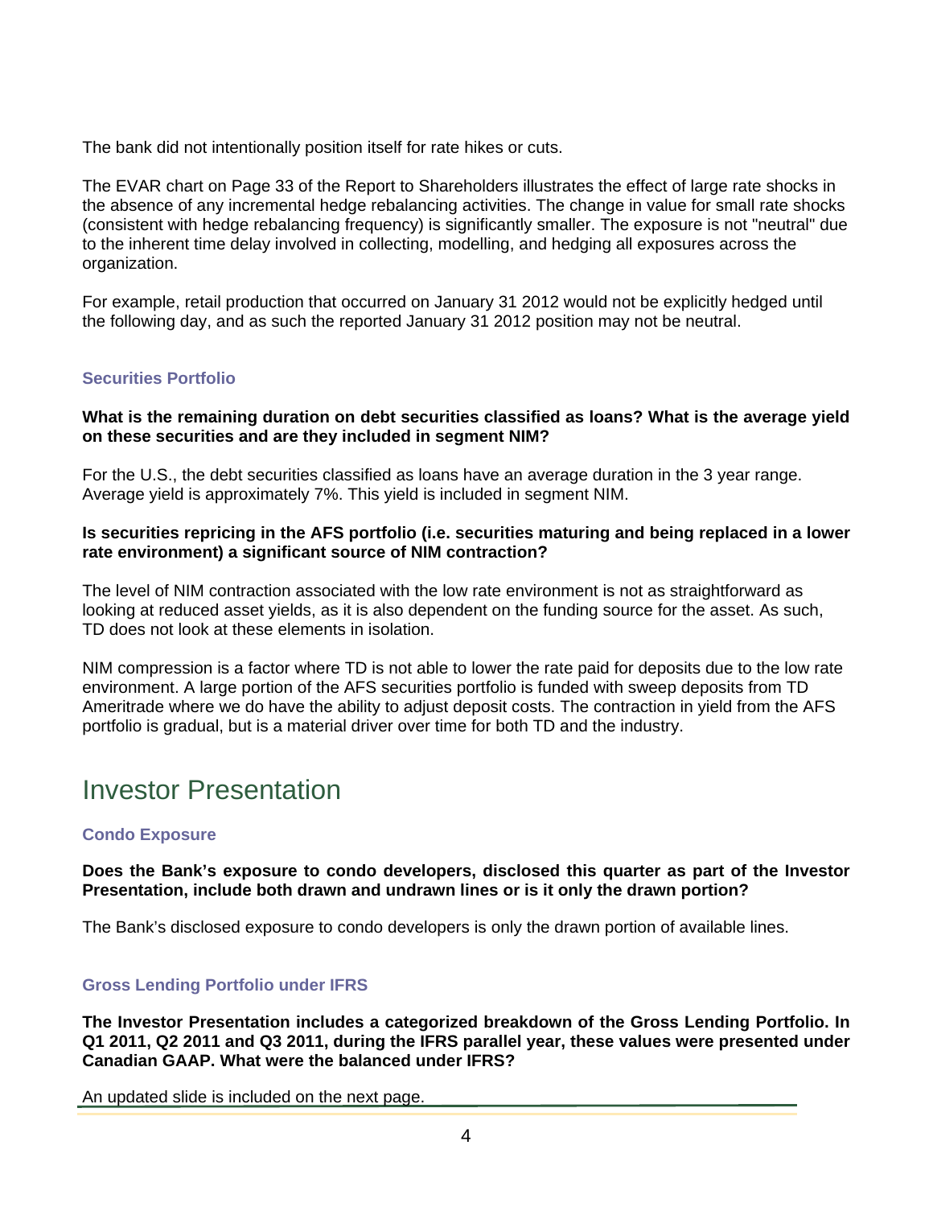The bank did not intentionally position itself for rate hikes or cuts.

The EVAR chart on Page 33 of the Report to Shareholders illustrates the effect of large rate shocks in the absence of any incremental hedge rebalancing activities. The change in value for small rate shocks (consistent with hedge rebalancing frequency) is significantly smaller. The exposure is not "neutral" due to the inherent time delay involved in collecting, modelling, and hedging all exposures across the organization.

For example, retail production that occurred on January 31 2012 would not be explicitly hedged until the following day, and as such the reported January 31 2012 position may not be neutral.

### Securities Portfolio

**What is the remaining duration on debt securities classified as loans? What is the average yield on these securities and are they included in segment NIM?**

For the U.S., the debt securities classified as loans have an average duration in the 3 year range. Average yield is approximately 7%. This yield is included in segment NIM.

**Is securities repricing in the AFS portfolio (i.e. securities maturing and being replaced in a lower rate environment) a significant source of NIM contraction?**

The level of NIM contraction associated with the low rate environment is not as straightforward as looking at reduced asset yields, as it is also dependent on the funding source for the asset. As such, TD does not look at these elements in isolation.

NIM compression is a factor where TD is not able to lower the rate paid for deposits due to the low rate environment. A large portion of the AFS securities portfolio is funded with sweep deposits from TD Ameritrade where we do have the ability to adjust deposit costs. The contraction in yield from the AFS portfolio is gradual, but is a material driver over time for both TD and the industry.

## Investor Presentation

### Condo Exposure

**Does the Bank's exposure to condo developers, disclosed this quarter as part of the Investor Presentation, include both drawn and undrawn lines or is it only the drawn portion?**

The Bank's disclosed exposure to condo developers is only the drawn portion of available lines.

### Gross Lending Portfolio under IFRS

**The Investor Presentation includes a categorized breakdown of the Gross Lending Portfolio. In Q1 2011, Q2 2011 and Q3 2011, during the IFRS parallel year, these values were presented under Canadian GAAP. What were the balanced under IFRS?**

An updated slide is included on the next page.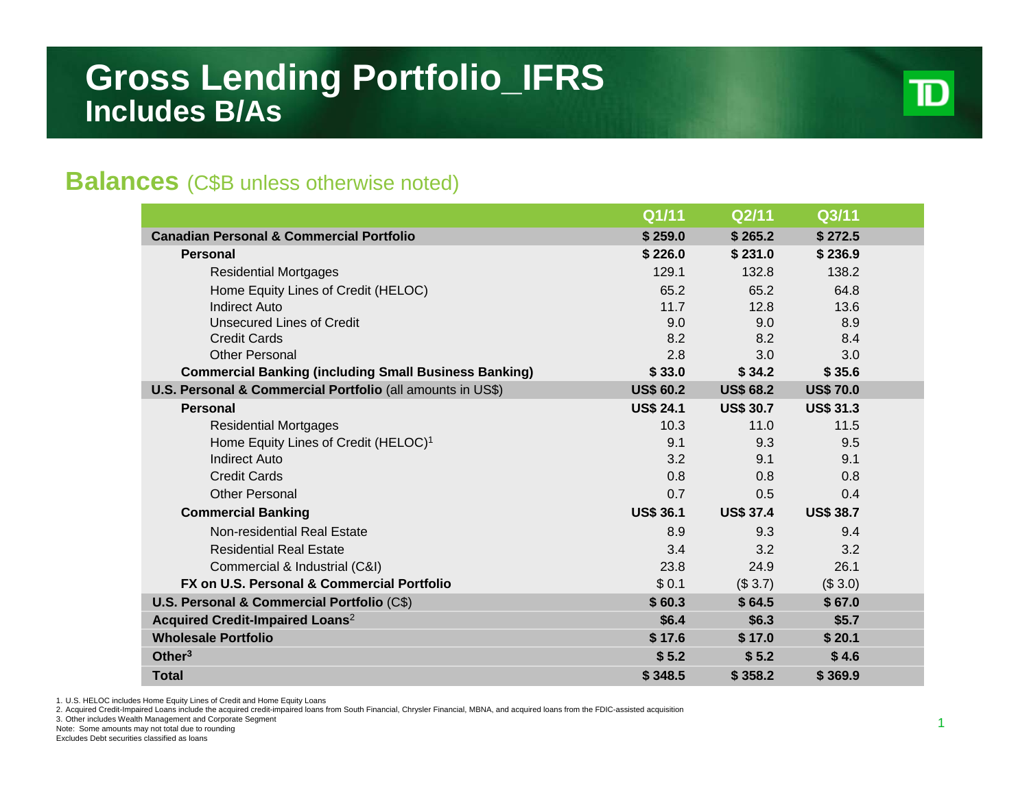# Gross Lending Portfolio_IFRS
## Includes B/As

### Balances (C$B unless otherwise noted)

| | Q1/11 | Q2/11 | Q3/11 |
|---|---|---|---|
| **Canadian Personal & Commercial Portfolio** | **$ 259.0** | **$ 265.2** | **$ 272.5** |
| **Personal** | **$ 226.0** | **$ 231.0** | **$ 236.9** |
| Residential Mortgages | 129.1 | 132.8 | 138.2 |
| Home Equity Lines of Credit (HELOC) | 65.2 | 65.2 | 64.8 |
| Indirect Auto | 11.7 | 12.8 | 13.6 |
| Unsecured Lines of Credit | 9.0 | 9.0 | 8.9 |
| Credit Cards | 8.2 | 8.2 | 8.4 |
| Other Personal | 2.8 | 3.0 | 3.0 |
| **Commercial Banking (including Small Business Banking)** | **$ 33.0** | **$ 34.2** | **$ 35.6** |
| **U.S. Personal & Commercial Portfolio** (all amounts in US$) | **US$ 60.2** | **US$ 68.2** | **US$ 70.0** |
| **Personal** | **US$ 24.1** | **US$ 30.7** | **US$ 31.3** |
| Residential Mortgages | 10.3 | 11.0 | 11.5 |
| Home Equity Lines of Credit (HELOC)[1] | 9.1 | 9.3 | 9.5 |
| Indirect Auto | 3.2 | 9.1 | 9.1 |
| Credit Cards | 0.8 | 0.8 | 0.8 |
| Other Personal | 0.7 | 0.5 | 0.4 |
| **Commercial Banking** | **US$ 36.1** | **US$ 37.4** | **US$ 38.7** |
| Non-residential Real Estate | 8.9 | 9.3 | 9.4 |
| Residential Real Estate | 3.4 | 3.2 | 3.2 |
| Commercial & Industrial (C&I) | 23.8 | 24.9 | 26.1 |
| **FX on U.S. Personal & Commercial Portfolio** | $ 0.1 | ($ 3.7) | ($ 3.0) |
| **U.S. Personal & Commercial Portfolio** (C$) | **$ 60.3** | **$ 64.5** | **$ 67.0** |
| **Acquired Credit-Impaired Loans**[2] | **$6.4** | **$6.3** | **$5.7** |
| **Wholesale Portfolio** | **$ 17.6** | **$ 17.0** | **$ 20.1** |
| **Other**[3] | **$ 5.2** | **$ 5.2** | **$ 4.6** |
| **Total** | **$ 348.5** | **$ 358.2** | **$ 369.9** |

1. U.S. HELOC includes Home Equity Lines of Credit and Home Equity Loans
2. Acquired Credit-Impaired Loans include the acquired credit-impaired loans from South Financial, Chrysler Financial, MBNA, and acquired loans from the FDIC-assisted acquisition
3. Other includes Wealth Management and Corporate Segment

Note: Some amounts may not total due to rounding

Excludes Debt securities classified as loans